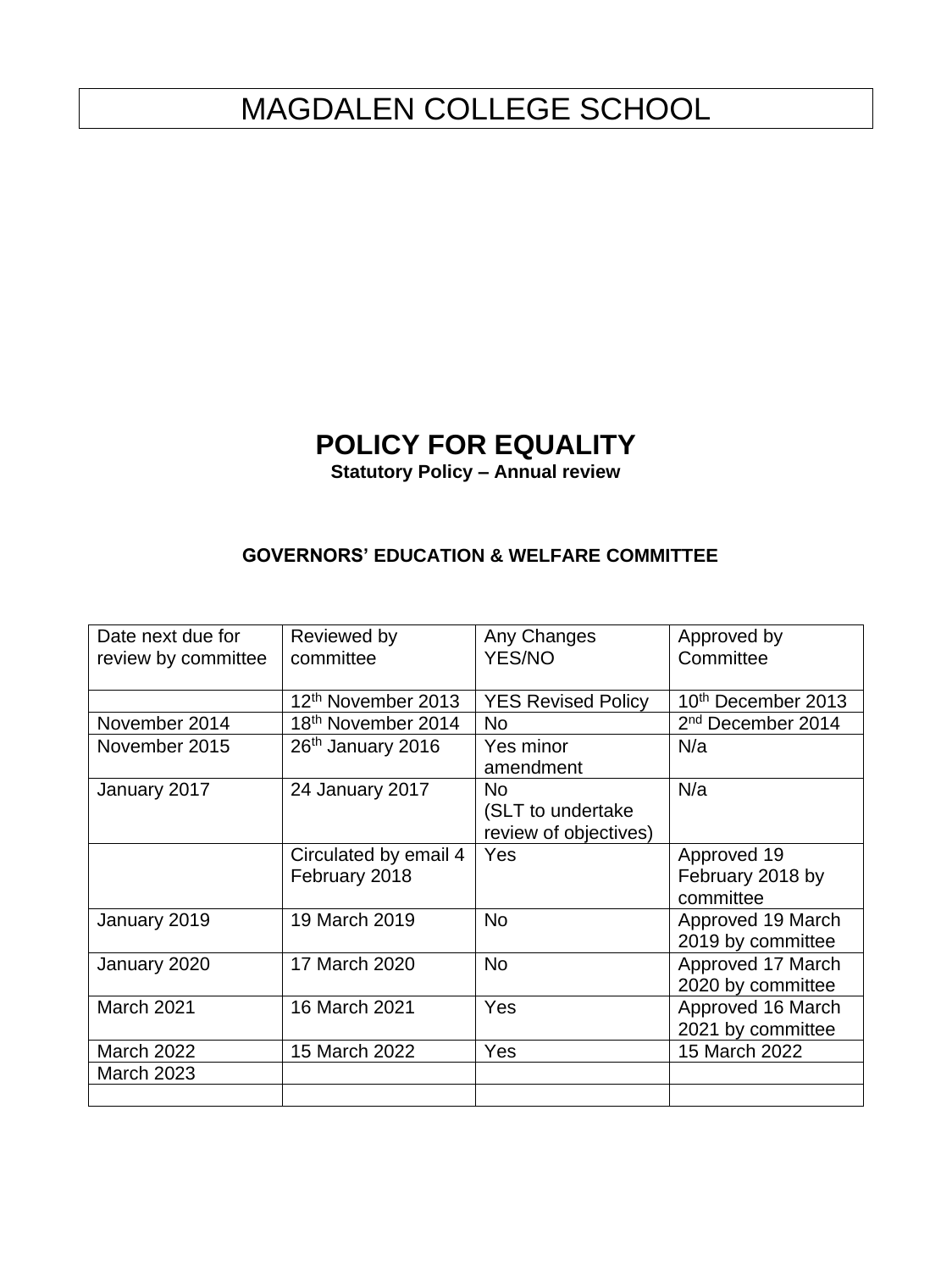# MAGDALEN COLLEGE SCHOOL

## POLICY FOR EQUALITY

**Statutory Policy – Annual review**

**GOVERNORS' EDUCATION & WELFARE COMMITTEE**

| Date next due for review by committee | Reviewed by committee | Any Changes YES/NO | Approved by Committee |
|---|---|---|---|
| | 12th November 2013 | YES Revised Policy | 10th December 2013 |
| November 2014 | 18th November 2014 | No | 2nd December 2014 |
| November 2015 | 26th January 2016 | Yes minor amendment | N/a |
| January 2017 | 24 January 2017 | No (SLT to undertake review of objectives) | N/a |
| | Circulated by email 4 February 2018 | Yes | Approved 19 February 2018 by committee |
| January 2019 | 19 March 2019 | No | Approved 19 March 2019 by committee |
| January 2020 | 17 March 2020 | No | Approved 17 March 2020 by committee |
| March 2021 | 16 March 2021 | Yes | Approved 16 March 2021 by committee |
| March 2022 | 15 March 2022 | Yes | 15 March 2022 |
| March 2023 | | | |
| | | | |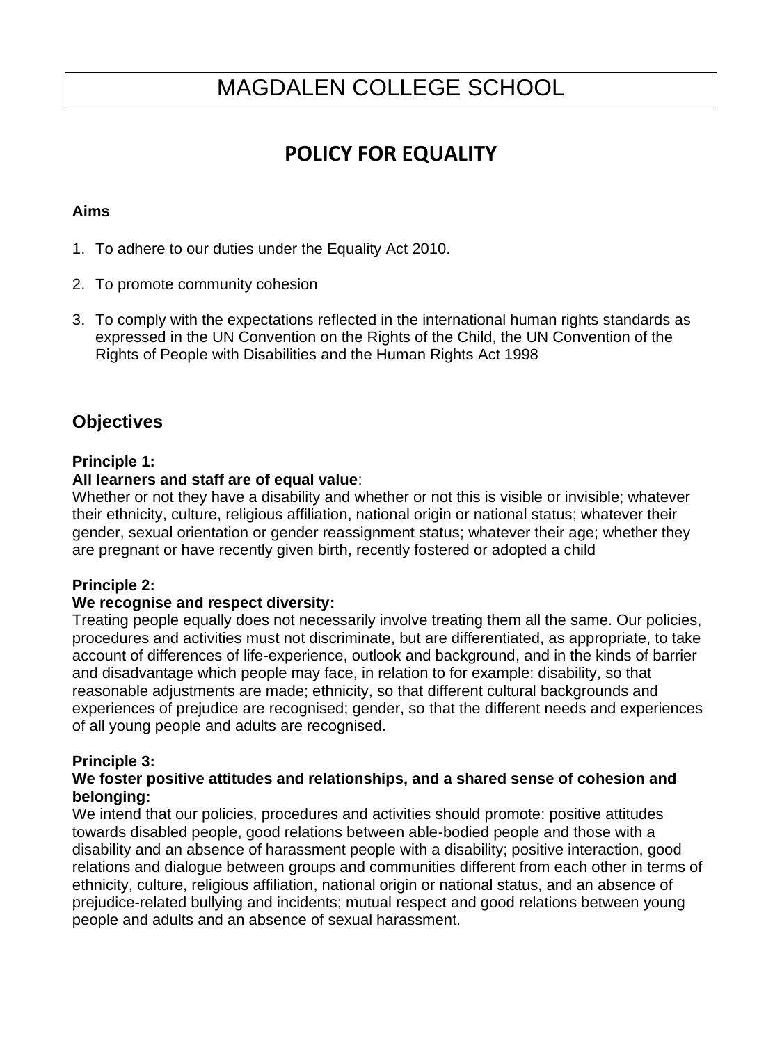# MAGDALEN COLLEGE SCHOOL

## POLICY FOR EQUALITY

**Aims**

1. To adhere to our duties under the Equality Act 2010.

2. To promote community cohesion

3. To comply with the expectations reflected in the international human rights standards as expressed in the UN Convention on the Rights of the Child, the UN Convention of the Rights of People with Disabilities and the Human Rights Act 1998

## Objectives

**Principle 1:**
**All learners and staff are of equal value**:
Whether or not they have a disability and whether or not this is visible or invisible; whatever their ethnicity, culture, religious affiliation, national origin or national status; whatever their gender, sexual orientation or gender reassignment status; whatever their age; whether they are pregnant or have recently given birth, recently fostered or adopted a child

**Principle 2:**
**We recognise and respect diversity:**
Treating people equally does not necessarily involve treating them all the same. Our policies, procedures and activities must not discriminate, but are differentiated, as appropriate, to take account of differences of life-experience, outlook and background, and in the kinds of barrier and disadvantage which people may face, in relation to for example: disability, so that reasonable adjustments are made; ethnicity, so that different cultural backgrounds and experiences of prejudice are recognised; gender, so that the different needs and experiences of all young people and adults are recognised.

**Principle 3:**
**We foster positive attitudes and relationships, and a shared sense of cohesion and belonging:**
We intend that our policies, procedures and activities should promote: positive attitudes towards disabled people, good relations between able-bodied people and those with a disability and an absence of harassment people with a disability; positive interaction, good relations and dialogue between groups and communities different from each other in terms of ethnicity, culture, religious affiliation, national origin or national status, and an absence of prejudice-related bullying and incidents; mutual respect and good relations between young people and adults and an absence of sexual harassment.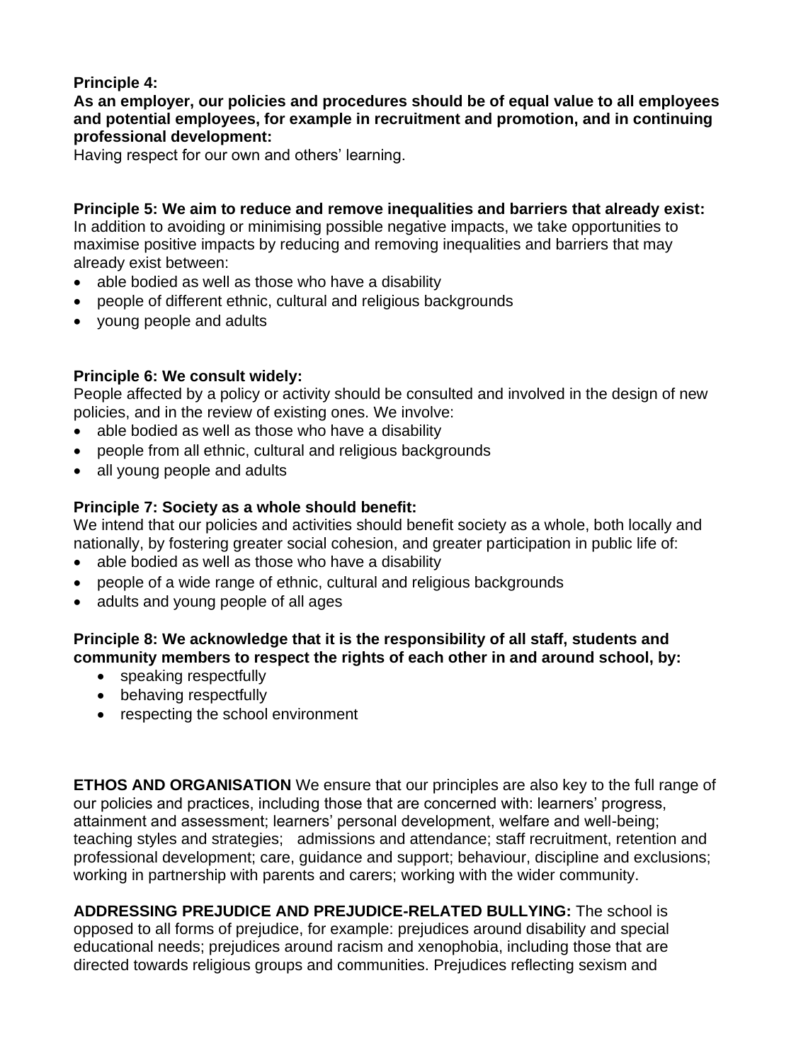**Principle 4:**
**As an employer, our policies and procedures should be of equal value to all employees and potential employees, for example in recruitment and promotion, and in continuing professional development:**
Having respect for our own and others' learning.

**Principle 5: We aim to reduce and remove inequalities and barriers that already exist:**
In addition to avoiding or minimising possible negative impacts, we take opportunities to maximise positive impacts by reducing and removing inequalities and barriers that may already exist between:

- able bodied as well as those who have a disability
- people of different ethnic, cultural and religious backgrounds
- young people and adults

**Principle 6: We consult widely:**
People affected by a policy or activity should be consulted and involved in the design of new policies, and in the review of existing ones. We involve:

- able bodied as well as those who have a disability
- people from all ethnic, cultural and religious backgrounds
- all young people and adults

**Principle 7: Society as a whole should benefit:**
We intend that our policies and activities should benefit society as a whole, both locally and nationally, by fostering greater social cohesion, and greater participation in public life of:

- able bodied as well as those who have a disability
- people of a wide range of ethnic, cultural and religious backgrounds
- adults and young people of all ages

**Principle 8: We acknowledge that it is the responsibility of all staff, students and community members to respect the rights of each other in and around school, by:**

- speaking respectfully
- behaving respectfully
- respecting the school environment

**ETHOS AND ORGANISATION** We ensure that our principles are also key to the full range of our policies and practices, including those that are concerned with: learners' progress, attainment and assessment; learners' personal development, welfare and well-being; teaching styles and strategies; admissions and attendance; staff recruitment, retention and professional development; care, guidance and support; behaviour, discipline and exclusions; working in partnership with parents and carers; working with the wider community.

**ADDRESSING PREJUDICE AND PREJUDICE-RELATED BULLYING:** The school is opposed to all forms of prejudice, for example: prejudices around disability and special educational needs; prejudices around racism and xenophobia, including those that are directed towards religious groups and communities. Prejudices reflecting sexism and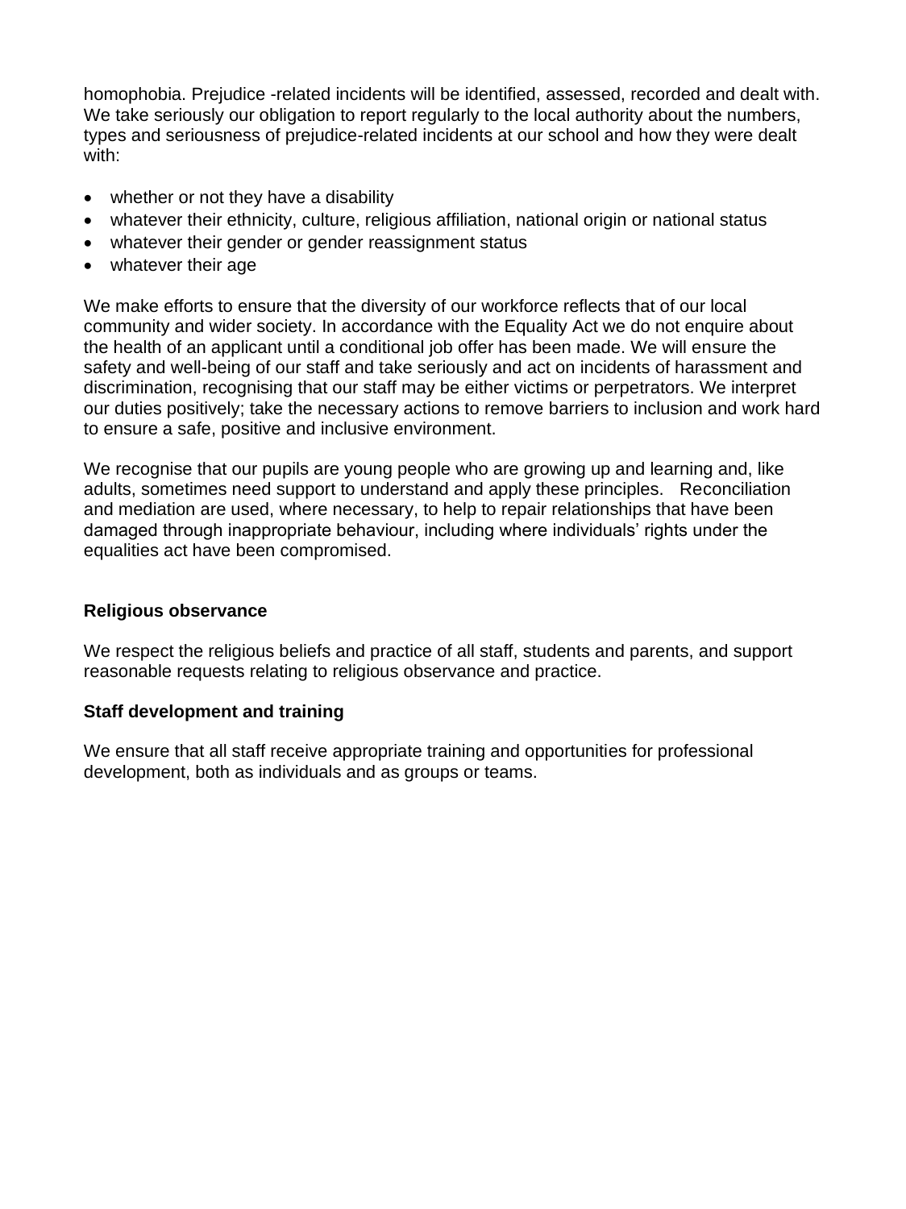homophobia. Prejudice -related incidents will be identified, assessed, recorded and dealt with. We take seriously our obligation to report regularly to the local authority about the numbers, types and seriousness of prejudice-related incidents at our school and how they were dealt with:

- whether or not they have a disability
- whatever their ethnicity, culture, religious affiliation, national origin or national status
- whatever their gender or gender reassignment status
- whatever their age

We make efforts to ensure that the diversity of our workforce reflects that of our local community and wider society. In accordance with the Equality Act we do not enquire about the health of an applicant until a conditional job offer has been made. We will ensure the safety and well-being of our staff and take seriously and act on incidents of harassment and discrimination, recognising that our staff may be either victims or perpetrators. We interpret our duties positively; take the necessary actions to remove barriers to inclusion and work hard to ensure a safe, positive and inclusive environment.

We recognise that our pupils are young people who are growing up and learning and, like adults, sometimes need support to understand and apply these principles. Reconciliation and mediation are used, where necessary, to help to repair relationships that have been damaged through inappropriate behaviour, including where individuals' rights under the equalities act have been compromised.

**Religious observance**

We respect the religious beliefs and practice of all staff, students and parents, and support reasonable requests relating to religious observance and practice.

**Staff development and training**

We ensure that all staff receive appropriate training and opportunities for professional development, both as individuals and as groups or teams.